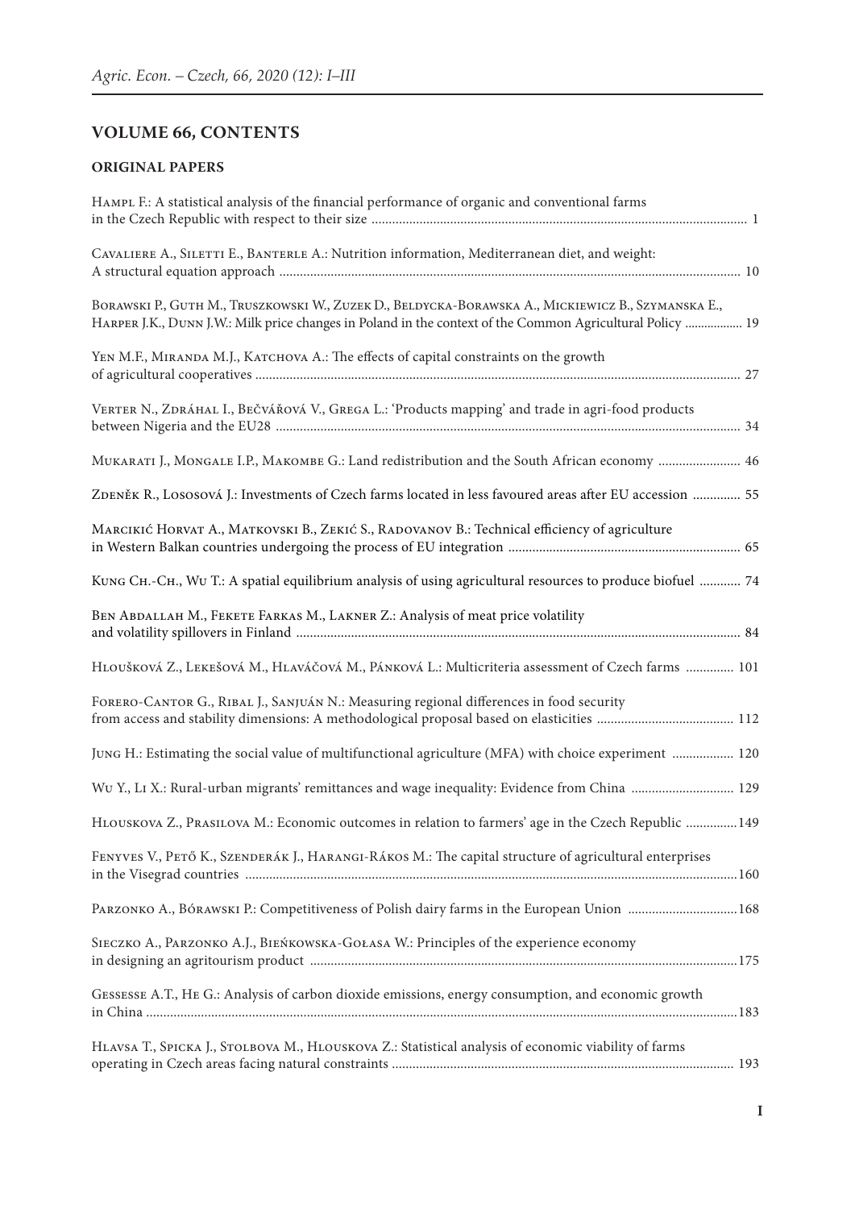## VOLUME 66, CONTENTS

### ORIGINAL PAPERS

Hampl F.: A statistical analysis of the financial performance of organic and conventional farms in the Czech Republic with respect to their size ........ 1

Cavaliere A., Siletti E., Banterle A.: Nutrition information, Mediterranean diet, and weight: A structural equation approach ........ 10

Borawski P., Guth M., Truszkowski W., Zuzek D., Beldycka-Borawska A., Mickiewicz B., Szymanska E., Harper J.K., Dunn J.W.: Milk price changes in Poland in the context of the Common Agricultural Policy ........ 19

Yen M.F., Miranda M.J., Katchova A.: The effects of capital constraints on the growth of agricultural cooperatives ........ 27

Verter N., Zdráhal I., Bečvářová V., Grega L.: 'Products mapping' and trade in agri-food products between Nigeria and the EU28 ........ 34

Mukarati J., Mongale I.P., Makombe G.: Land redistribution and the South African economy ........ 46

Zdeněk R., Lososová J.: Investments of Czech farms located in less favoured areas after EU accession ........ 55

Marcikić Horvat A., Matkovski B., Zekić S., Radovanov B.: Technical efficiency of agriculture in Western Balkan countries undergoing the process of EU integration ........ 65

Kung Ch.-Ch., Wu T.: A spatial equilibrium analysis of using agricultural resources to produce biofuel ........ 74

Ben Abdallah M., Fekete Farkas M., Lakner Z.: Analysis of meat price volatility and volatility spillovers in Finland ........ 84

Hloušková Z., Lekešová M., Hlaváčová M., Pánková L.: Multicriteria assessment of Czech farms ........ 101

Forero-Cantor G., Ribal J., Sanjuán N.: Measuring regional differences in food security from access and stability dimensions: A methodological proposal based on elasticities ........ 112

Jung H.: Estimating the social value of multifunctional agriculture (MFA) with choice experiment ........ 120

Wu Y., Li X.: Rural-urban migrants' remittances and wage inequality: Evidence from China ........ 129

Hlouskova Z., Prasilova M.: Economic outcomes in relation to farmers' age in the Czech Republic ........149

Fenyves V., Pető K., Szenderák J., Harangi-Rákos M.: The capital structure of agricultural enterprises in the Visegrad countries ........160

Parzonko A., Bórawski P.: Competitiveness of Polish dairy farms in the European Union ........168

Sieczko A., Parzonko A.J., Bieńkowska-Gołasa W.: Principles of the experience economy in designing an agritourism product ........175

Gessesse A.T., He G.: Analysis of carbon dioxide emissions, energy consumption, and economic growth in China ........183

Hlavsa T., Spicka J., Stolbova M., Hlouskova Z.: Statistical analysis of economic viability of farms operating in Czech areas facing natural constraints ........ 193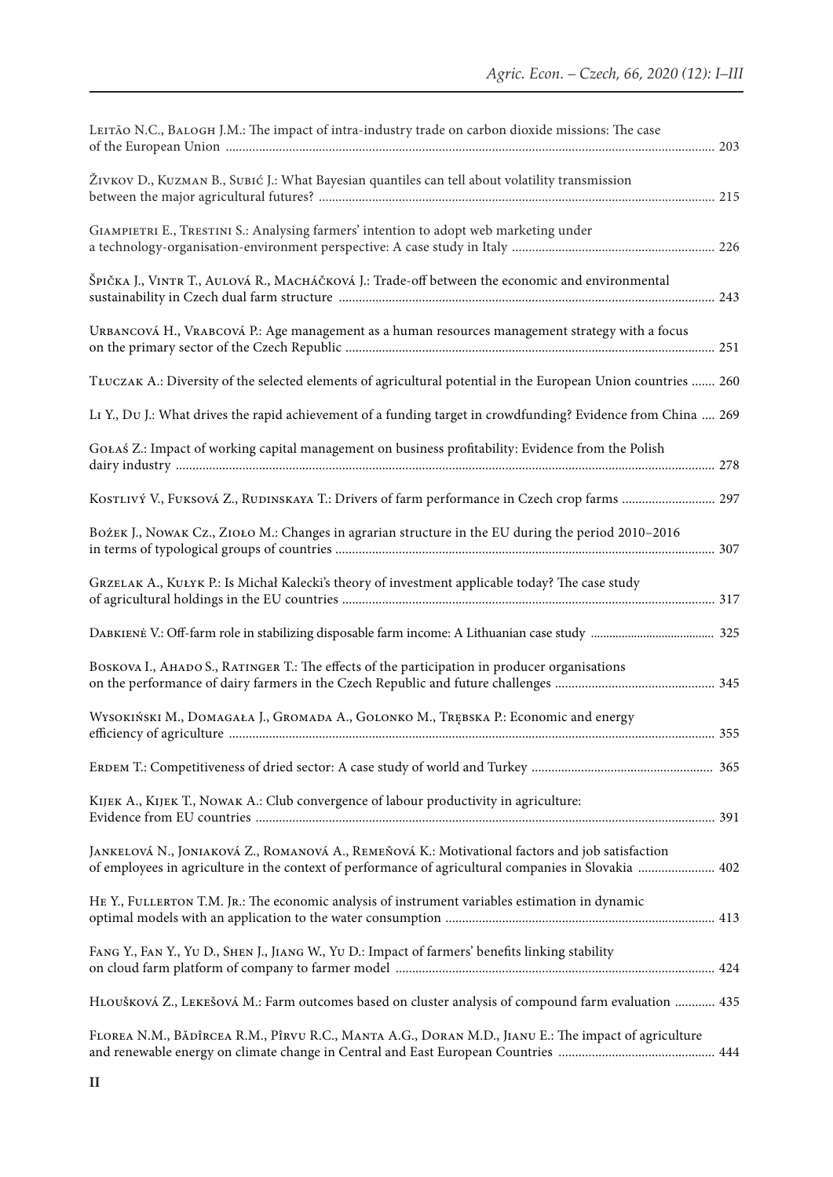Leitão N.C., Balogh J.M.: The impact of intra-industry trade on carbon dioxide missions: The case of the European Union .................................................................................................................................................. 203

Živkov D., Kuzman B., Subić J.: What Bayesian quantiles can tell about volatility transmission between the major agricultural futures? ....................................................................................................................... 215

Giampietri E., Trestini S.: Analysing farmers' intention to adopt web marketing under a technology-organisation-environment perspective: A case study in Italy ............................................................ 226

Špička J., Vintr T., Aulová R., Macháčková J.: Trade-off between the economic and environmental sustainability in Czech dual farm structure ................................................................................................................ 243

Urbancová H., Vrabcová P.: Age management as a human resources management strategy with a focus on the primary sector of the Czech Republic ............................................................................................................... 251

Tłuczak A.: Diversity of the selected elements of agricultural potential in the European Union countries ....... 260

Li Y., Du J.: What drives the rapid achievement of a funding target in crowdfunding? Evidence from China .... 269

Gołaś Z.: Impact of working capital management on business profitability: Evidence from the Polish dairy industry ................................................................................................................................................................ 278

Kostlivý V., Fuksová Z., Rudinskaya T.: Drivers of farm performance in Czech crop farms ............................ 297

Bożek J., Nowak Cz., Zioło M.: Changes in agrarian structure in the EU during the period 2010–2016 in terms of typological groups of countries .................................................................................................................. 307

Grzelak A., Kułyk P.: Is Michał Kalecki's theory of investment applicable today? The case study of agricultural holdings in the EU countries ................................................................................................................ 317

Dabkienė V.: Off-farm role in stabilizing disposable farm income: A Lithuanian case study ...................................... 325

Boskova I., Ahado S., Ratinger T.: The effects of the participation in producer organisations on the performance of dairy farmers in the Czech Republic and future challenges ................................................ 345

Wysokiński M., Domagała J., Gromada A., Golonko M., Trębska P.: Economic and energy efficiency of agriculture ................................................................................................................................................................. 355

Erdem T.: Competitiveness of dried sector: A case study of world and Turkey ....................................................... 365

Kijek A., Kijek T., Nowak A.: Club convergence of labour productivity in agriculture: Evidence from EU countries .......................................................................................................................................................... 391

Jankelová N., Joniaková Z., Romanová A., Remeňová K.: Motivational factors and job satisfaction of employees in agriculture in the context of performance of agricultural companies in Slovakia ....................... 402

He Y., Fullerton T.M. Jr.: The economic analysis of instrument variables estimation in dynamic optimal models with an application to the water consumption ................................................................................. 413

Fang Y., Fan Y., Yu D., Shen J., Jiang W., Yu D.: Impact of farmers' benefits linking stability on cloud farm platform of company to farmer model ............................................................................................... 424

Hloušková Z., Lekešová M.: Farm outcomes based on cluster analysis of compound farm evaluation ............ 435

Florea N.M., Bădîrcea R.M., Pîrvu R.C., Manta A.G., Doran M.D., Jianu E.: The impact of agriculture and renewable energy on climate change in Central and East European Countries ............................................... 444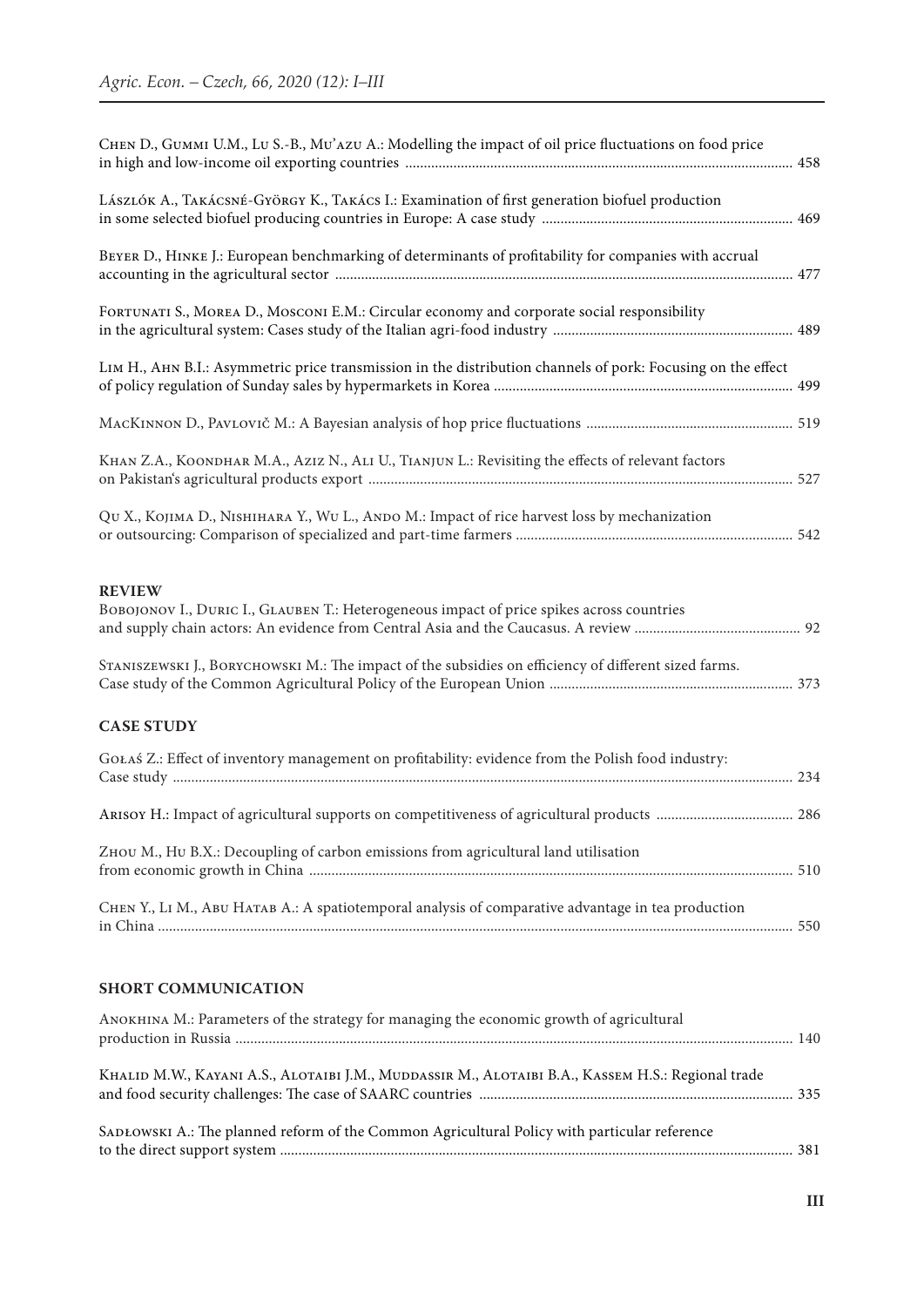Chen D., Gummi U.M., Lu S.-B., Mu'azu A.: Modelling the impact of oil price fluctuations on food price in high and low-income oil exporting countries ........ 458

Lászlók A., Takácsné-György K., Takács I.: Examination of first generation biofuel production in some selected biofuel producing countries in Europe: A case study ........ 469

Beyer D., Hinke J.: European benchmarking of determinants of profitability for companies with accrual accounting in the agricultural sector ........ 477

Fortunati S., Morea D., Mosconi E.M.: Circular economy and corporate social responsibility in the agricultural system: Cases study of the Italian agri-food industry ........ 489

Lim H., Ahn B.I.: Asymmetric price transmission in the distribution channels of pork: Focusing on the effect of policy regulation of Sunday sales by hypermarkets in Korea ........ 499

MacKinnon D., Pavlovič M.: A Bayesian analysis of hop price fluctuations ........ 519

Khan Z.A., Koondhar M.A., Aziz N., Ali U., Tianjun L.: Revisiting the effects of relevant factors on Pakistan's agricultural products export ........ 527

Qu X., Kojima D., Nishihara Y., Wu L., Ando M.: Impact of rice harvest loss by mechanization or outsourcing: Comparison of specialized and part-time farmers ........ 542

## REVIEW

Bobojonov I., Duric I., Glauben T.: Heterogeneous impact of price spikes across countries and supply chain actors: An evidence from Central Asia and the Caucasus. A review ........ 92

Staniszewski J., Borychowski M.: The impact of the subsidies on efficiency of different sized farms. Case study of the Common Agricultural Policy of the European Union ........ 373

## CASE STUDY

Gołaś Z.: Effect of inventory management on profitability: evidence from the Polish food industry: Case study ........ 234

Arisoy H.: Impact of agricultural supports on competitiveness of agricultural products ........ 286

Zhou M., Hu B.X.: Decoupling of carbon emissions from agricultural land utilisation from economic growth in China ........ 510

Chen Y., Li M., Abu Hatab A.: A spatiotemporal analysis of comparative advantage in tea production in China ........ 550

## SHORT COMMUNICATION

Anokhina M.: Parameters of the strategy for managing the economic growth of agricultural production in Russia ........ 140

Khalid M.W., Kayani A.S., Alotaibi J.M., Muddassir M., Alotaibi B.A., Kassem H.S.: Regional trade and food security challenges: The case of SAARC countries ........ 335

Sadłowski A.: The planned reform of the Common Agricultural Policy with particular reference to the direct support system ........ 381